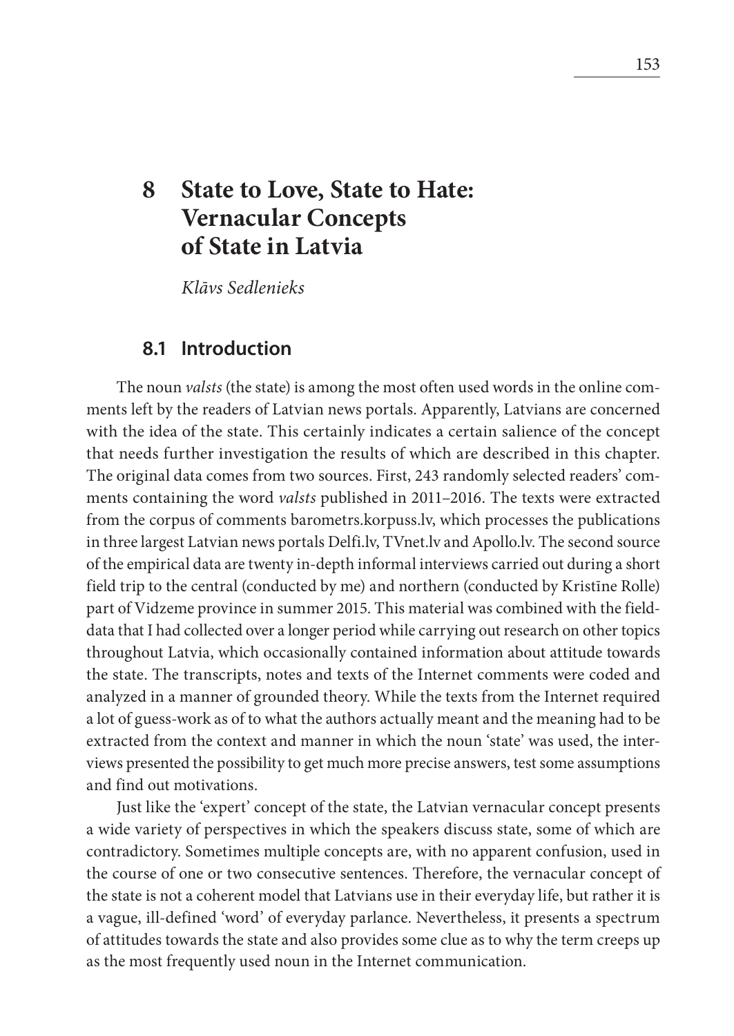# 8 State to Love, State to Hate: Vernacular Concepts of State in Latvia

*Klāvs Sedlenieks*

## 8.1 Introduction

The noun *valsts* (the state) is among the most often used words in the online comments left by the readers of Latvian news portals. Apparently, Latvians are concerned with the idea of the state. This certainly indicates a certain salience of the concept that needs further investigation the results of which are described in this chapter. The original data comes from two sources. First, 243 randomly selected readers' comments containing the word *valsts* published in 2011–2016. The texts were extracted from the corpus of comments barometrs.korpuss.lv, which processes the publications in three largest Latvian news portals Delfi.lv, TVnet.lv and Apollo.lv. The second source of the empirical data are twenty in-depth informal interviews carried out during a short field trip to the central (conducted by me) and northern (conducted by Kristīne Rolle) part of Vidzeme province in summer 2015. This material was combined with the field-data that I had collected over a longer period while carrying out research on other topics throughout Latvia, which occasionally contained information about attitude towards the state. The transcripts, notes and texts of the Internet comments were coded and analyzed in a manner of grounded theory. While the texts from the Internet required a lot of guess-work as of to what the authors actually meant and the meaning had to be extracted from the context and manner in which the noun 'state' was used, the interviews presented the possibility to get much more precise answers, test some assumptions and find out motivations.

Just like the 'expert' concept of the state, the Latvian vernacular concept presents a wide variety of perspectives in which the speakers discuss state, some of which are contradictory. Sometimes multiple concepts are, with no apparent confusion, used in the course of one or two consecutive sentences. Therefore, the vernacular concept of the state is not a coherent model that Latvians use in their everyday life, but rather it is a vague, ill-defined 'word' of everyday parlance. Nevertheless, it presents a spectrum of attitudes towards the state and also provides some clue as to why the term creeps up as the most frequently used noun in the Internet communication.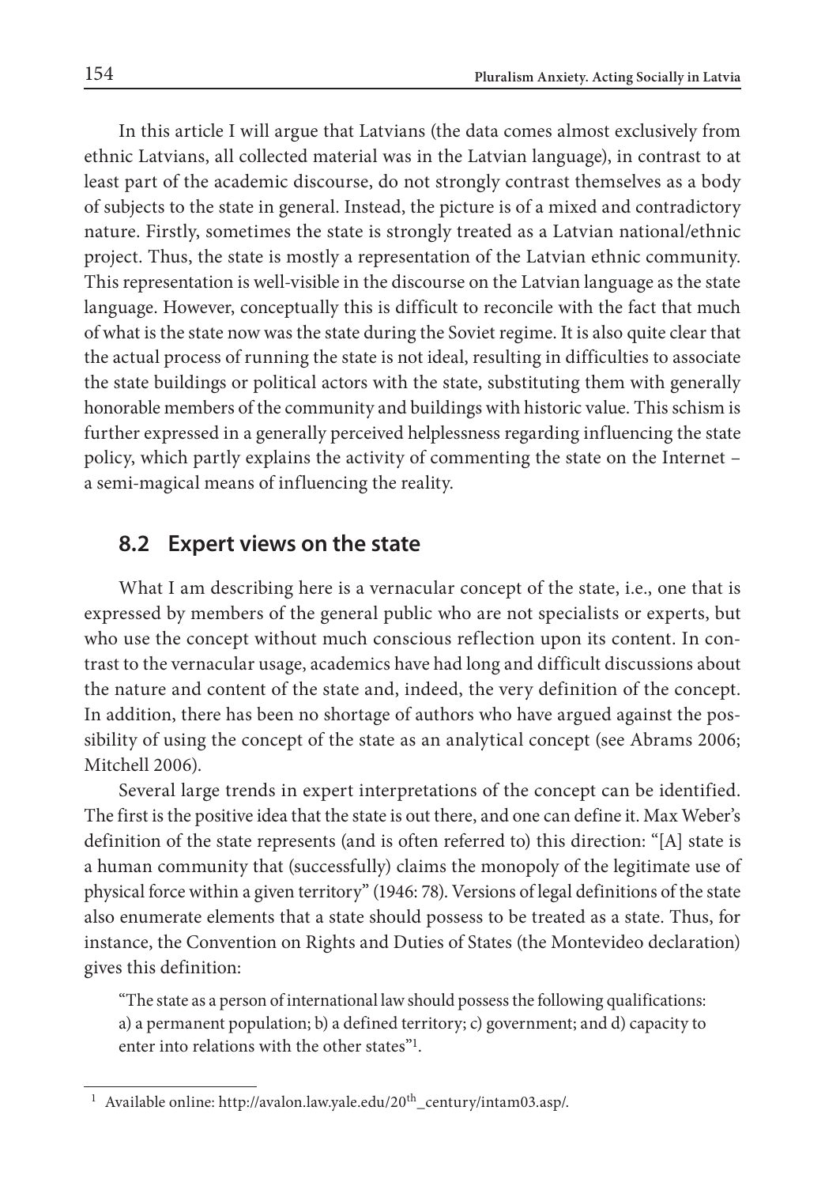In this article I will argue that Latvians (the data comes almost exclusively from ethnic Latvians, all collected material was in the Latvian language), in contrast to at least part of the academic discourse, do not strongly contrast themselves as a body of subjects to the state in general. Instead, the picture is of a mixed and contradictory nature. Firstly, sometimes the state is strongly treated as a Latvian national/ethnic project. Thus, the state is mostly a representation of the Latvian ethnic community. This representation is well-visible in the discourse on the Latvian language as the state language. However, conceptually this is difficult to reconcile with the fact that much of what is the state now was the state during the Soviet regime. It is also quite clear that the actual process of running the state is not ideal, resulting in difficulties to associate the state buildings or political actors with the state, substituting them with generally honorable members of the community and buildings with historic value. This schism is further expressed in a generally perceived helplessness regarding influencing the state policy, which partly explains the activity of commenting the state on the Internet – a semi-magical means of influencing the reality.

## 8.2 Expert views on the state

What I am describing here is a vernacular concept of the state, i.e., one that is expressed by members of the general public who are not specialists or experts, but who use the concept without much conscious reflection upon its content. In contrast to the vernacular usage, academics have had long and difficult discussions about the nature and content of the state and, indeed, the very definition of the concept. In addition, there has been no shortage of authors who have argued against the possibility of using the concept of the state as an analytical concept (see Abrams 2006; Mitchell 2006).

Several large trends in expert interpretations of the concept can be identified. The first is the positive idea that the state is out there, and one can define it. Max Weber's definition of the state represents (and is often referred to) this direction: "[A] state is a human community that (successfully) claims the monopoly of the legitimate use of physical force within a given territory" (1946: 78). Versions of legal definitions of the state also enumerate elements that a state should possess to be treated as a state. Thus, for instance, the Convention on Rights and Duties of States (the Montevideo declaration) gives this definition:

> "The state as a person of international law should possess the following qualifications: a) a permanent population; b) a defined territory; c) government; and d) capacity to enter into relations with the other states"[1].

[1] Available online: http://avalon.law.yale.edu/20th_century/intam03.asp/.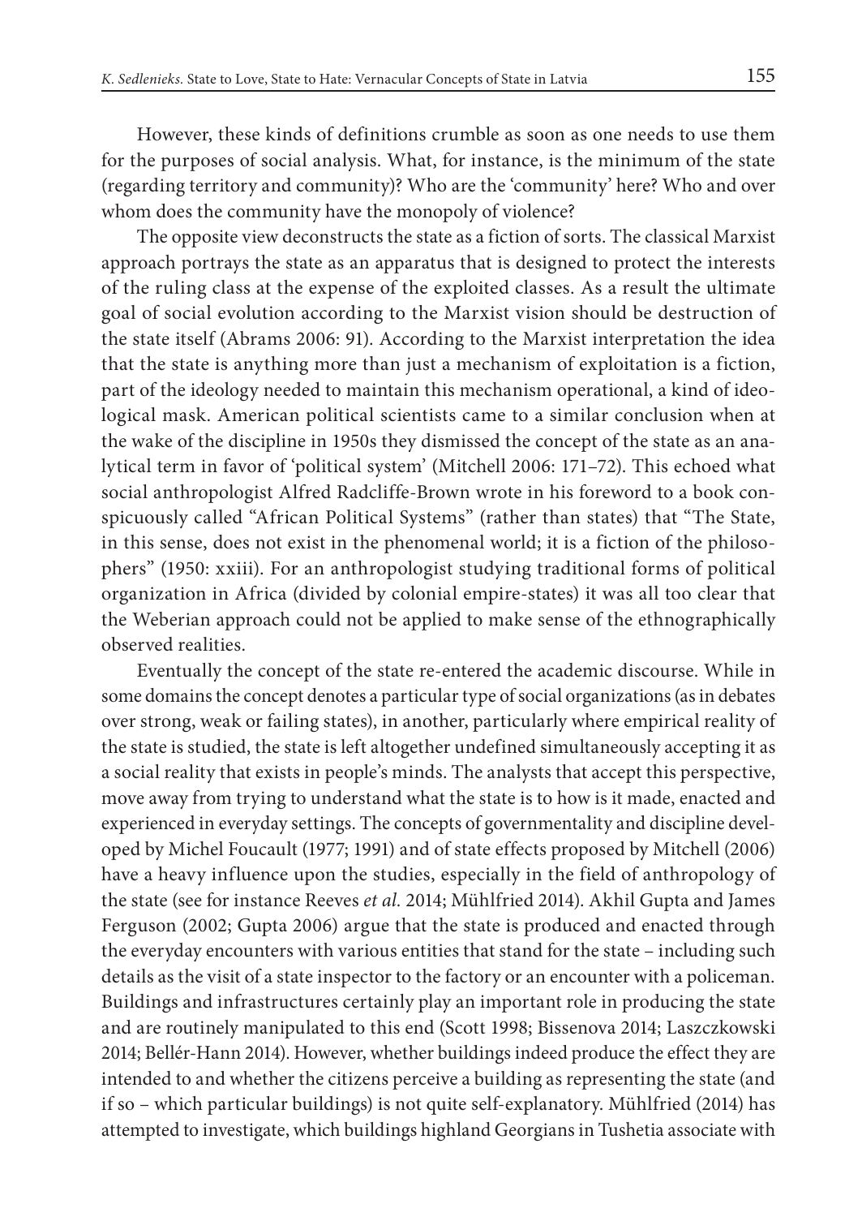However, these kinds of definitions crumble as soon as one needs to use them for the purposes of social analysis. What, for instance, is the minimum of the state (regarding territory and community)? Who are the 'community' here? Who and over whom does the community have the monopoly of violence?

The opposite view deconstructs the state as a fiction of sorts. The classical Marxist approach portrays the state as an apparatus that is designed to protect the interests of the ruling class at the expense of the exploited classes. As a result the ultimate goal of social evolution according to the Marxist vision should be destruction of the state itself (Abrams 2006: 91). According to the Marxist interpretation the idea that the state is anything more than just a mechanism of exploitation is a fiction, part of the ideology needed to maintain this mechanism operational, a kind of ideological mask. American political scientists came to a similar conclusion when at the wake of the discipline in 1950s they dismissed the concept of the state as an analytical term in favor of 'political system' (Mitchell 2006: 171–72). This echoed what social anthropologist Alfred Radcliffe-Brown wrote in his foreword to a book conspicuously called "African Political Systems" (rather than states) that "The State, in this sense, does not exist in the phenomenal world; it is a fiction of the philosophers" (1950: xxiii). For an anthropologist studying traditional forms of political organization in Africa (divided by colonial empire-states) it was all too clear that the Weberian approach could not be applied to make sense of the ethnographically observed realities.

Eventually the concept of the state re-entered the academic discourse. While in some domains the concept denotes a particular type of social organizations (as in debates over strong, weak or failing states), in another, particularly where empirical reality of the state is studied, the state is left altogether undefined simultaneously accepting it as a social reality that exists in people's minds. The analysts that accept this perspective, move away from trying to understand what the state is to how is it made, enacted and experienced in everyday settings. The concepts of governmentality and discipline developed by Michel Foucault (1977; 1991) and of state effects proposed by Mitchell (2006) have a heavy influence upon the studies, especially in the field of anthropology of the state (see for instance Reeves *et al.* 2014; Mühlfried 2014). Akhil Gupta and James Ferguson (2002; Gupta 2006) argue that the state is produced and enacted through the everyday encounters with various entities that stand for the state – including such details as the visit of a state inspector to the factory or an encounter with a policeman. Buildings and infrastructures certainly play an important role in producing the state and are routinely manipulated to this end (Scott 1998; Bissenova 2014; Laszczkowski 2014; Bellér-Hann 2014). However, whether buildings indeed produce the effect they are intended to and whether the citizens perceive a building as representing the state (and if so – which particular buildings) is not quite self-explanatory. Mühlfried (2014) has attempted to investigate, which buildings highland Georgians in Tushetia associate with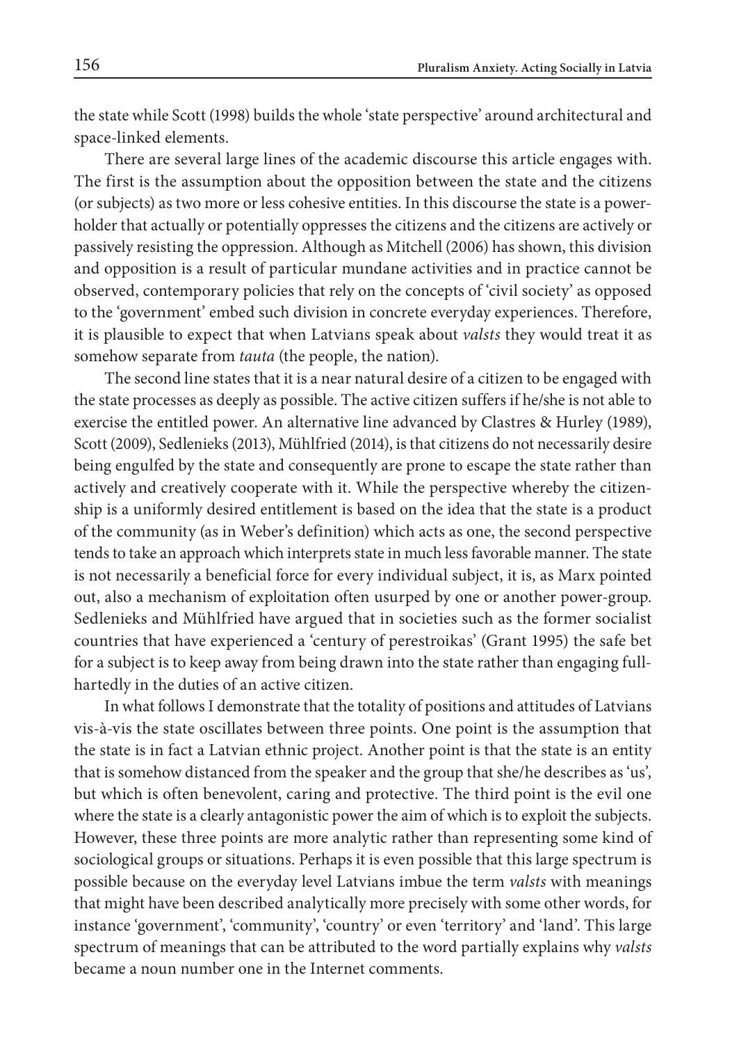the state while Scott (1998) builds the whole 'state perspective' around architectural and space-linked elements.

There are several large lines of the academic discourse this article engages with. The first is the assumption about the opposition between the state and the citizens (or subjects) as two more or less cohesive entities. In this discourse the state is a power-holder that actually or potentially oppresses the citizens and the citizens are actively or passively resisting the oppression. Although as Mitchell (2006) has shown, this division and opposition is a result of particular mundane activities and in practice cannot be observed, contemporary policies that rely on the concepts of 'civil society' as opposed to the 'government' embed such division in concrete everyday experiences. Therefore, it is plausible to expect that when Latvians speak about *valsts* they would treat it as somehow separate from *tauta* (the people, the nation).

The second line states that it is a near natural desire of a citizen to be engaged with the state processes as deeply as possible. The active citizen suffers if he/she is not able to exercise the entitled power. An alternative line advanced by Clastres & Hurley (1989), Scott (2009), Sedlenieks (2013), Mühlfried (2014), is that citizens do not necessarily desire being engulfed by the state and consequently are prone to escape the state rather than actively and creatively cooperate with it. While the perspective whereby the citizenship is a uniformly desired entitlement is based on the idea that the state is a product of the community (as in Weber's definition) which acts as one, the second perspective tends to take an approach which interprets state in much less favorable manner. The state is not necessarily a beneficial force for every individual subject, it is, as Marx pointed out, also a mechanism of exploitation often usurped by one or another power-group. Sedlenieks and Mühlfried have argued that in societies such as the former socialist countries that have experienced a 'century of perestroikas' (Grant 1995) the safe bet for a subject is to keep away from being drawn into the state rather than engaging full-hartedly in the duties of an active citizen.

In what follows I demonstrate that the totality of positions and attitudes of Latvians vis-à-vis the state oscillates between three points. One point is the assumption that the state is in fact a Latvian ethnic project. Another point is that the state is an entity that is somehow distanced from the speaker and the group that she/he describes as 'us', but which is often benevolent, caring and protective. The third point is the evil one where the state is a clearly antagonistic power the aim of which is to exploit the subjects. However, these three points are more analytic rather than representing some kind of sociological groups or situations. Perhaps it is even possible that this large spectrum is possible because on the everyday level Latvians imbue the term *valsts* with meanings that might have been described analytically more precisely with some other words, for instance 'government', 'community', 'country' or even 'territory' and 'land'. This large spectrum of meanings that can be attributed to the word partially explains why *valsts* became a noun number one in the Internet comments.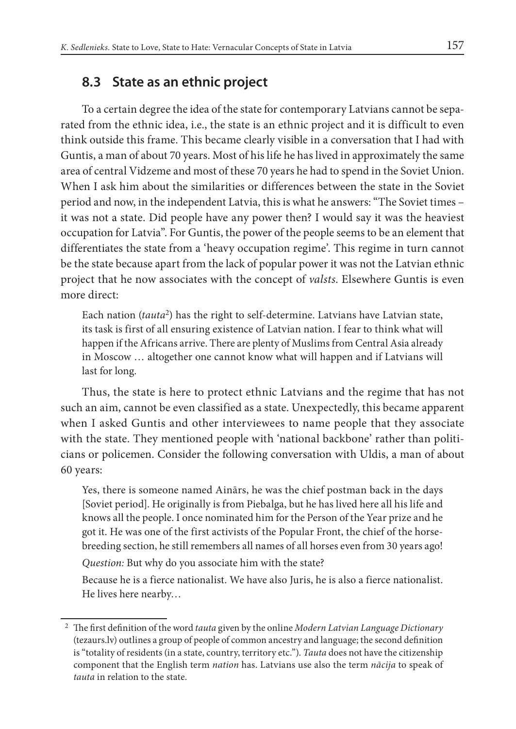## 8.3 State as an ethnic project

To a certain degree the idea of the state for contemporary Latvians cannot be separated from the ethnic idea, i.e., the state is an ethnic project and it is difficult to even think outside this frame. This became clearly visible in a conversation that I had with Guntis, a man of about 70 years. Most of his life he has lived in approximately the same area of central Vidzeme and most of these 70 years he had to spend in the Soviet Union. When I ask him about the similarities or differences between the state in the Soviet period and now, in the independent Latvia, this is what he answers: "The Soviet times – it was not a state. Did people have any power then? I would say it was the heaviest occupation for Latvia". For Guntis, the power of the people seems to be an element that differentiates the state from a 'heavy occupation regime'. This regime in turn cannot be the state because apart from the lack of popular power it was not the Latvian ethnic project that he now associates with the concept of *valsts*. Elsewhere Guntis is even more direct:

> Each nation (*tauta*[2]) has the right to self-determine. Latvians have Latvian state, its task is first of all ensuring existence of Latvian nation. I fear to think what will happen if the Africans arrive. There are plenty of Muslims from Central Asia already in Moscow … altogether one cannot know what will happen and if Latvians will last for long.

Thus, the state is here to protect ethnic Latvians and the regime that has not such an aim, cannot be even classified as a state. Unexpectedly, this became apparent when I asked Guntis and other interviewees to name people that they associate with the state. They mentioned people with 'national backbone' rather than politicians or policemen. Consider the following conversation with Uldis, a man of about 60 years:

> Yes, there is someone named Ainārs, he was the chief postman back in the days [Soviet period]. He originally is from Piebalga, but he has lived here all his life and knows all the people. I once nominated him for the Person of the Year prize and he got it. He was one of the first activists of the Popular Front, the chief of the horse-breeding section, he still remembers all names of all horses even from 30 years ago!
>
> *Question:* But why do you associate him with the state?
>
> Because he is a fierce nationalist. We have also Juris, he is also a fierce nationalist. He lives here nearby…

---

[2] The first definition of the word *tauta* given by the online *Modern Latvian Language Dictionary* (tezaurs.lv) outlines a group of people of common ancestry and language; the second definition is "totality of residents (in a state, country, territory etc."). *Tauta* does not have the citizenship component that the English term *nation* has. Latvians use also the term *nācija* to speak of *tauta* in relation to the state.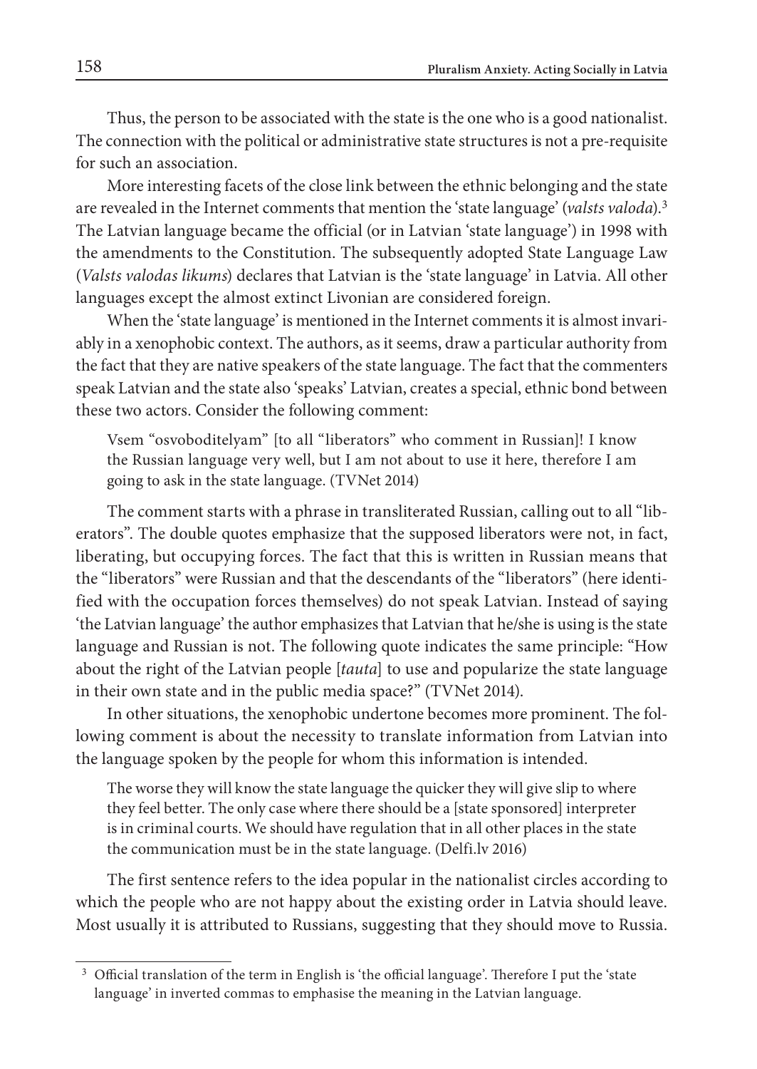Thus, the person to be associated with the state is the one who is a good nationalist. The connection with the political or administrative state structures is not a pre-requisite for such an association.

More interesting facets of the close link between the ethnic belonging and the state are revealed in the Internet comments that mention the 'state language' (*valsts valoda*).[3] The Latvian language became the official (or in Latvian 'state language') in 1998 with the amendments to the Constitution. The subsequently adopted State Language Law (*Valsts valodas likums*) declares that Latvian is the 'state language' in Latvia. All other languages except the almost extinct Livonian are considered foreign.

When the 'state language' is mentioned in the Internet comments it is almost invariably in a xenophobic context. The authors, as it seems, draw a particular authority from the fact that they are native speakers of the state language. The fact that the commenters speak Latvian and the state also 'speaks' Latvian, creates a special, ethnic bond between these two actors. Consider the following comment:

> Vsem "osvoboditelyam" [to all "liberators" who comment in Russian]! I know the Russian language very well, but I am not about to use it here, therefore I am going to ask in the state language. (TVNet 2014)

The comment starts with a phrase in transliterated Russian, calling out to all "liberators". The double quotes emphasize that the supposed liberators were not, in fact, liberating, but occupying forces. The fact that this is written in Russian means that the "liberators" were Russian and that the descendants of the "liberators" (here identified with the occupation forces themselves) do not speak Latvian. Instead of saying 'the Latvian language' the author emphasizes that Latvian that he/she is using is the state language and Russian is not. The following quote indicates the same principle: "How about the right of the Latvian people [*tauta*] to use and popularize the state language in their own state and in the public media space?" (TVNet 2014).

In other situations, the xenophobic undertone becomes more prominent. The following comment is about the necessity to translate information from Latvian into the language spoken by the people for whom this information is intended.

> The worse they will know the state language the quicker they will give slip to where they feel better. The only case where there should be a [state sponsored] interpreter is in criminal courts. We should have regulation that in all other places in the state the communication must be in the state language. (Delfi.lv 2016)

The first sentence refers to the idea popular in the nationalist circles according to which the people who are not happy about the existing order in Latvia should leave. Most usually it is attributed to Russians, suggesting that they should move to Russia.

---

[3] Official translation of the term in English is 'the official language'. Therefore I put the 'state language' in inverted commas to emphasise the meaning in the Latvian language.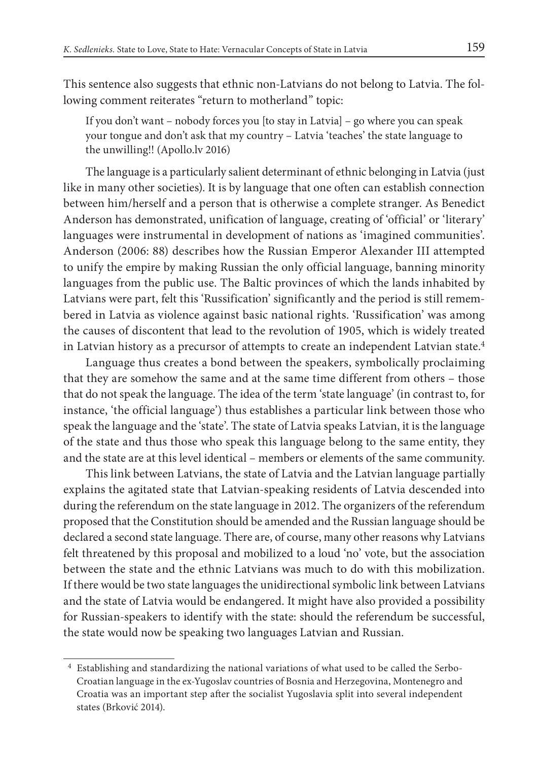This sentence also suggests that ethnic non-Latvians do not belong to Latvia. The following comment reiterates "return to motherland" topic:

> If you don't want – nobody forces you [to stay in Latvia] – go where you can speak your tongue and don't ask that my country – Latvia 'teaches' the state language to the unwilling!! (Apollo.lv 2016)

The language is a particularly salient determinant of ethnic belonging in Latvia (just like in many other societies). It is by language that one often can establish connection between him/herself and a person that is otherwise a complete stranger. As Benedict Anderson has demonstrated, unification of language, creating of 'official' or 'literary' languages were instrumental in development of nations as 'imagined communities'. Anderson (2006: 88) describes how the Russian Emperor Alexander III attempted to unify the empire by making Russian the only official language, banning minority languages from the public use. The Baltic provinces of which the lands inhabited by Latvians were part, felt this 'Russification' significantly and the period is still remembered in Latvia as violence against basic national rights. 'Russification' was among the causes of discontent that lead to the revolution of 1905, which is widely treated in Latvian history as a precursor of attempts to create an independent Latvian state.[4]

Language thus creates a bond between the speakers, symbolically proclaiming that they are somehow the same and at the same time different from others – those that do not speak the language. The idea of the term 'state language' (in contrast to, for instance, 'the official language') thus establishes a particular link between those who speak the language and the 'state'. The state of Latvia speaks Latvian, it is the language of the state and thus those who speak this language belong to the same entity, they and the state are at this level identical – members or elements of the same community.

This link between Latvians, the state of Latvia and the Latvian language partially explains the agitated state that Latvian-speaking residents of Latvia descended into during the referendum on the state language in 2012. The organizers of the referendum proposed that the Constitution should be amended and the Russian language should be declared a second state language. There are, of course, many other reasons why Latvians felt threatened by this proposal and mobilized to a loud 'no' vote, but the association between the state and the ethnic Latvians was much to do with this mobilization. If there would be two state languages the unidirectional symbolic link between Latvians and the state of Latvia would be endangered. It might have also provided a possibility for Russian-speakers to identify with the state: should the referendum be successful, the state would now be speaking two languages Latvian and Russian.

---

[4] Establishing and standardizing the national variations of what used to be called the Serbo-Croatian language in the ex-Yugoslav countries of Bosnia and Herzegovina, Montenegro and Croatia was an important step after the socialist Yugoslavia split into several independent states (Brković 2014).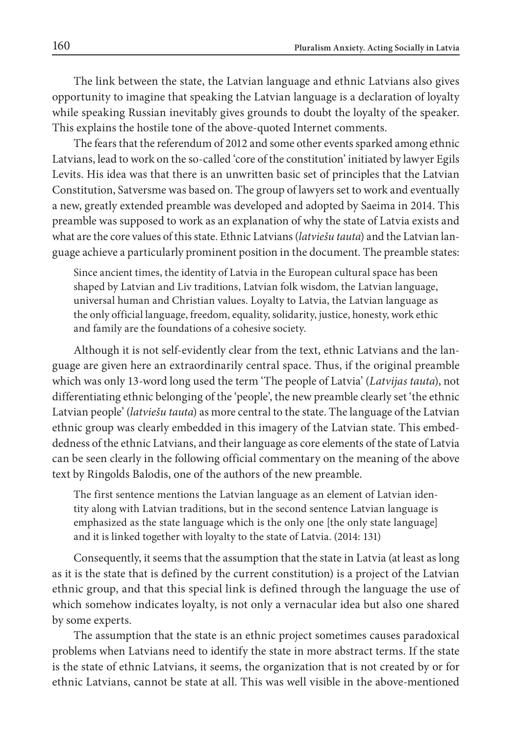The link between the state, the Latvian language and ethnic Latvians also gives opportunity to imagine that speaking the Latvian language is a declaration of loyalty while speaking Russian inevitably gives grounds to doubt the loyalty of the speaker. This explains the hostile tone of the above-quoted Internet comments.

The fears that the referendum of 2012 and some other events sparked among ethnic Latvians, lead to work on the so-called 'core of the constitution' initiated by lawyer Egils Levits. His idea was that there is an unwritten basic set of principles that the Latvian Constitution, Satversme was based on. The group of lawyers set to work and eventually a new, greatly extended preamble was developed and adopted by Saeima in 2014. This preamble was supposed to work as an explanation of why the state of Latvia exists and what are the core values of this state. Ethnic Latvians (*latviešu tauta*) and the Latvian language achieve a particularly prominent position in the document. The preamble states:

> Since ancient times, the identity of Latvia in the European cultural space has been shaped by Latvian and Liv traditions, Latvian folk wisdom, the Latvian language, universal human and Christian values. Loyalty to Latvia, the Latvian language as the only official language, freedom, equality, solidarity, justice, honesty, work ethic and family are the foundations of a cohesive society.

Although it is not self-evidently clear from the text, ethnic Latvians and the language are given here an extraordinarily central space. Thus, if the original preamble which was only 13-word long used the term 'The people of Latvia' (*Latvijas tauta*), not differentiating ethnic belonging of the 'people', the new preamble clearly set 'the ethnic Latvian people' (*latviešu tauta*) as more central to the state. The language of the Latvian ethnic group was clearly embedded in this imagery of the Latvian state. This embeddedness of the ethnic Latvians, and their language as core elements of the state of Latvia can be seen clearly in the following official commentary on the meaning of the above text by Ringolds Balodis, one of the authors of the new preamble.

> The first sentence mentions the Latvian language as an element of Latvian identity along with Latvian traditions, but in the second sentence Latvian language is emphasized as the state language which is the only one [the only state language] and it is linked together with loyalty to the state of Latvia. (2014: 131)

Consequently, it seems that the assumption that the state in Latvia (at least as long as it is the state that is defined by the current constitution) is a project of the Latvian ethnic group, and that this special link is defined through the language the use of which somehow indicates loyalty, is not only a vernacular idea but also one shared by some experts.

The assumption that the state is an ethnic project sometimes causes paradoxical problems when Latvians need to identify the state in more abstract terms. If the state is the state of ethnic Latvians, it seems, the organization that is not created by or for ethnic Latvians, cannot be state at all. This was well visible in the above-mentioned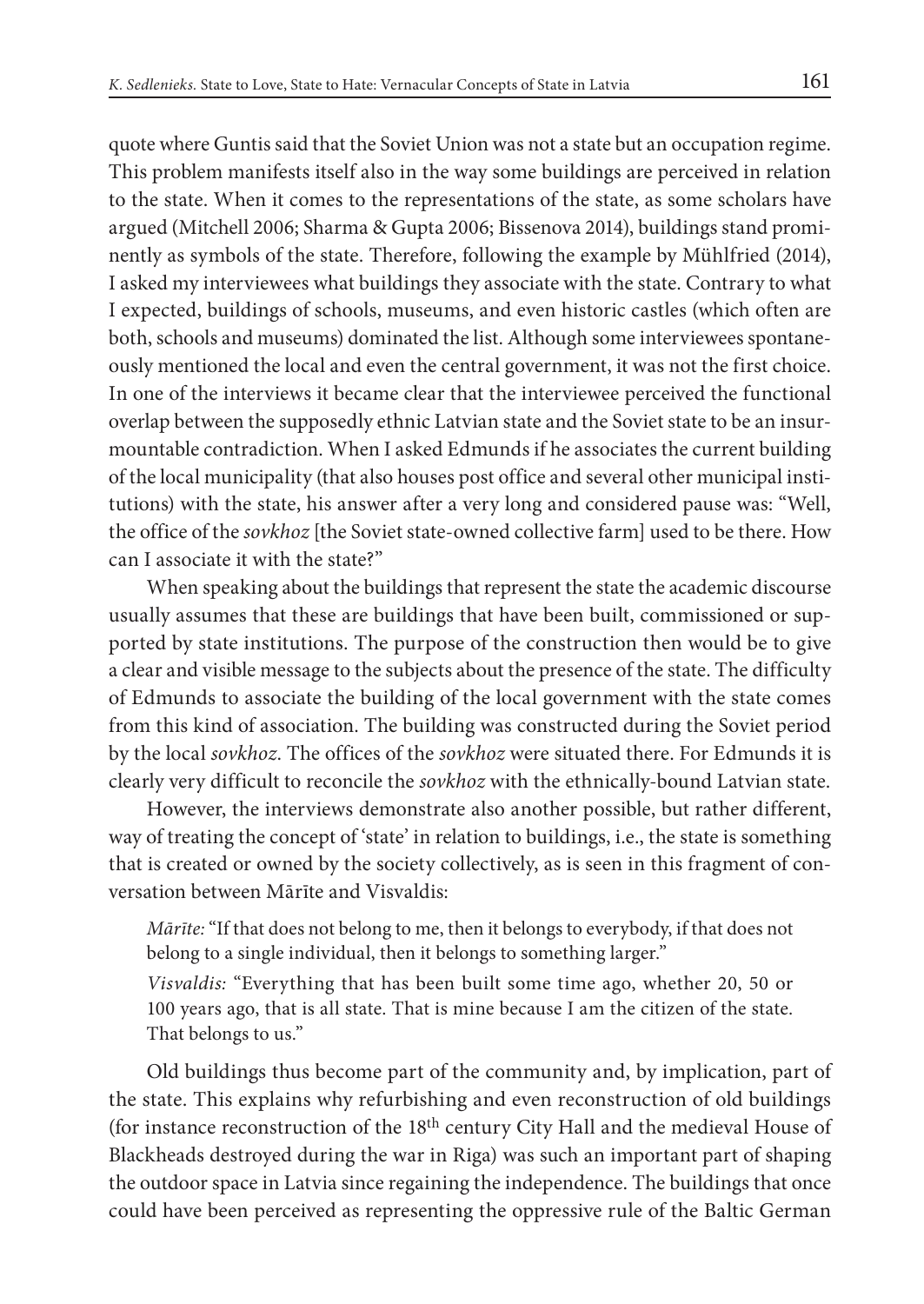quote where Guntis said that the Soviet Union was not a state but an occupation regime. This problem manifests itself also in the way some buildings are perceived in relation to the state. When it comes to the representations of the state, as some scholars have argued (Mitchell 2006; Sharma & Gupta 2006; Bissenova 2014), buildings stand prominently as symbols of the state. Therefore, following the example by Mühlfried (2014), I asked my interviewees what buildings they associate with the state. Contrary to what I expected, buildings of schools, museums, and even historic castles (which often are both, schools and museums) dominated the list. Although some interviewees spontaneously mentioned the local and even the central government, it was not the first choice. In one of the interviews it became clear that the interviewee perceived the functional overlap between the supposedly ethnic Latvian state and the Soviet state to be an insurmountable contradiction. When I asked Edmunds if he associates the current building of the local municipality (that also houses post office and several other municipal institutions) with the state, his answer after a very long and considered pause was: "Well, the office of the *sovkhoz* [the Soviet state-owned collective farm] used to be there. How can I associate it with the state?"

When speaking about the buildings that represent the state the academic discourse usually assumes that these are buildings that have been built, commissioned or supported by state institutions. The purpose of the construction then would be to give a clear and visible message to the subjects about the presence of the state. The difficulty of Edmunds to associate the building of the local government with the state comes from this kind of association. The building was constructed during the Soviet period by the local *sovkhoz*. The offices of the *sovkhoz* were situated there. For Edmunds it is clearly very difficult to reconcile the *sovkhoz* with the ethnically-bound Latvian state.

However, the interviews demonstrate also another possible, but rather different, way of treating the concept of 'state' in relation to buildings, i.e., the state is something that is created or owned by the society collectively, as is seen in this fragment of conversation between Mārīte and Visvaldis:

> *Mārīte:* "If that does not belong to me, then it belongs to everybody, if that does not belong to a single individual, then it belongs to something larger."
>
> *Visvaldis:* "Everything that has been built some time ago, whether 20, 50 or 100 years ago, that is all state. That is mine because I am the citizen of the state. That belongs to us."

Old buildings thus become part of the community and, by implication, part of the state. This explains why refurbishing and even reconstruction of old buildings (for instance reconstruction of the 18th century City Hall and the medieval House of Blackheads destroyed during the war in Riga) was such an important part of shaping the outdoor space in Latvia since regaining the independence. The buildings that once could have been perceived as representing the oppressive rule of the Baltic German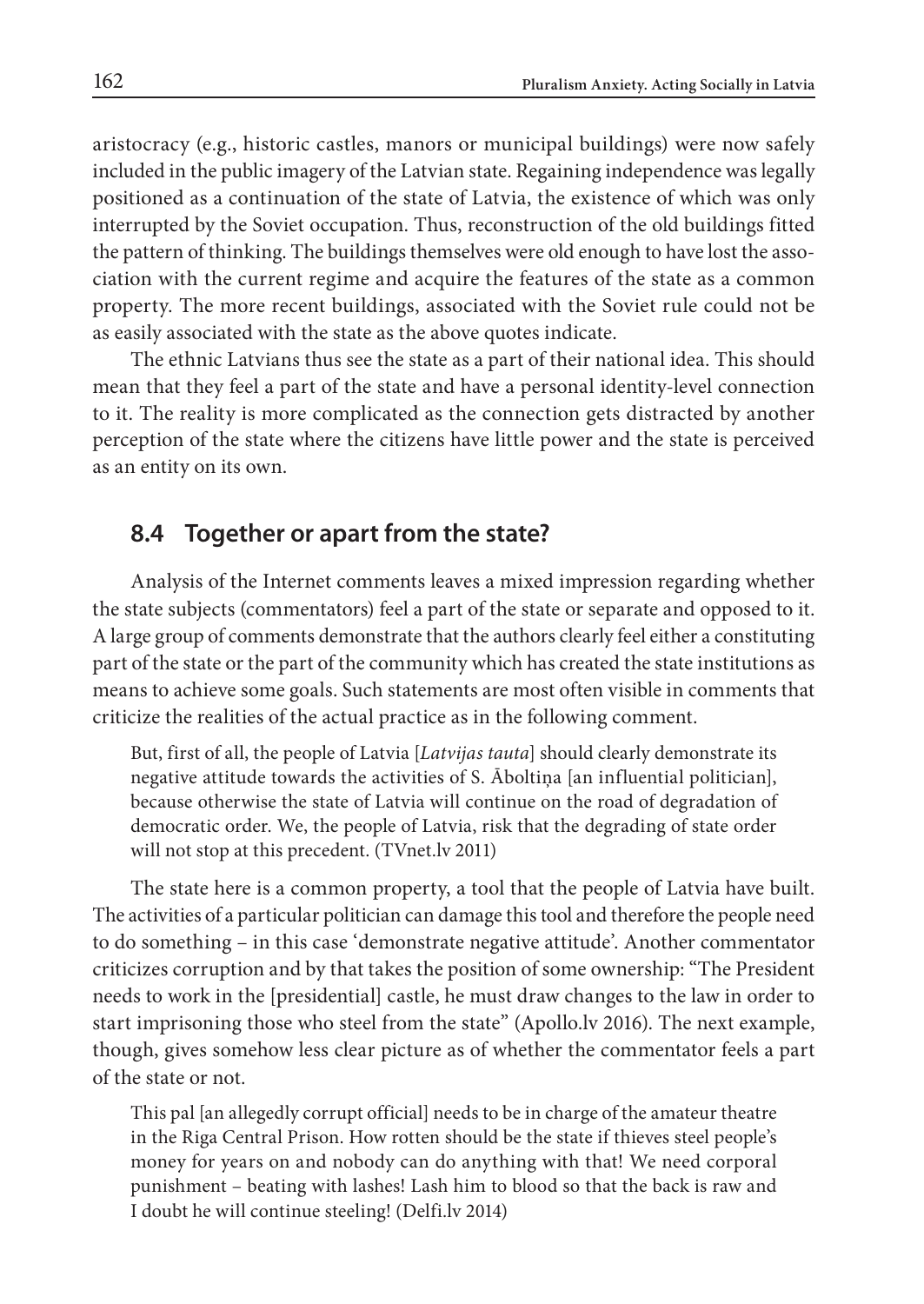aristocracy (e.g., historic castles, manors or municipal buildings) were now safely included in the public imagery of the Latvian state. Regaining independence was legally positioned as a continuation of the state of Latvia, the existence of which was only interrupted by the Soviet occupation. Thus, reconstruction of the old buildings fitted the pattern of thinking. The buildings themselves were old enough to have lost the association with the current regime and acquire the features of the state as a common property. The more recent buildings, associated with the Soviet rule could not be as easily associated with the state as the above quotes indicate.

The ethnic Latvians thus see the state as a part of their national idea. This should mean that they feel a part of the state and have a personal identity-level connection to it. The reality is more complicated as the connection gets distracted by another perception of the state where the citizens have little power and the state is perceived as an entity on its own.

## 8.4 Together or apart from the state?

Analysis of the Internet comments leaves a mixed impression regarding whether the state subjects (commentators) feel a part of the state or separate and opposed to it. A large group of comments demonstrate that the authors clearly feel either a constituting part of the state or the part of the community which has created the state institutions as means to achieve some goals. Such statements are most often visible in comments that criticize the realities of the actual practice as in the following comment.

> But, first of all, the people of Latvia [*Latvijas tauta*] should clearly demonstrate its negative attitude towards the activities of S. Āboltiņa [an influential politician], because otherwise the state of Latvia will continue on the road of degradation of democratic order. We, the people of Latvia, risk that the degrading of state order will not stop at this precedent. (TVnet.lv 2011)

The state here is a common property, a tool that the people of Latvia have built. The activities of a particular politician can damage this tool and therefore the people need to do something – in this case 'demonstrate negative attitude'. Another commentator criticizes corruption and by that takes the position of some ownership: "The President needs to work in the [presidential] castle, he must draw changes to the law in order to start imprisoning those who steel from the state" (Apollo.lv 2016). The next example, though, gives somehow less clear picture as of whether the commentator feels a part of the state or not.

> This pal [an allegedly corrupt official] needs to be in charge of the amateur theatre in the Riga Central Prison. How rotten should be the state if thieves steel people's money for years on and nobody can do anything with that! We need corporal punishment – beating with lashes! Lash him to blood so that the back is raw and I doubt he will continue steeling! (Delfi.lv 2014)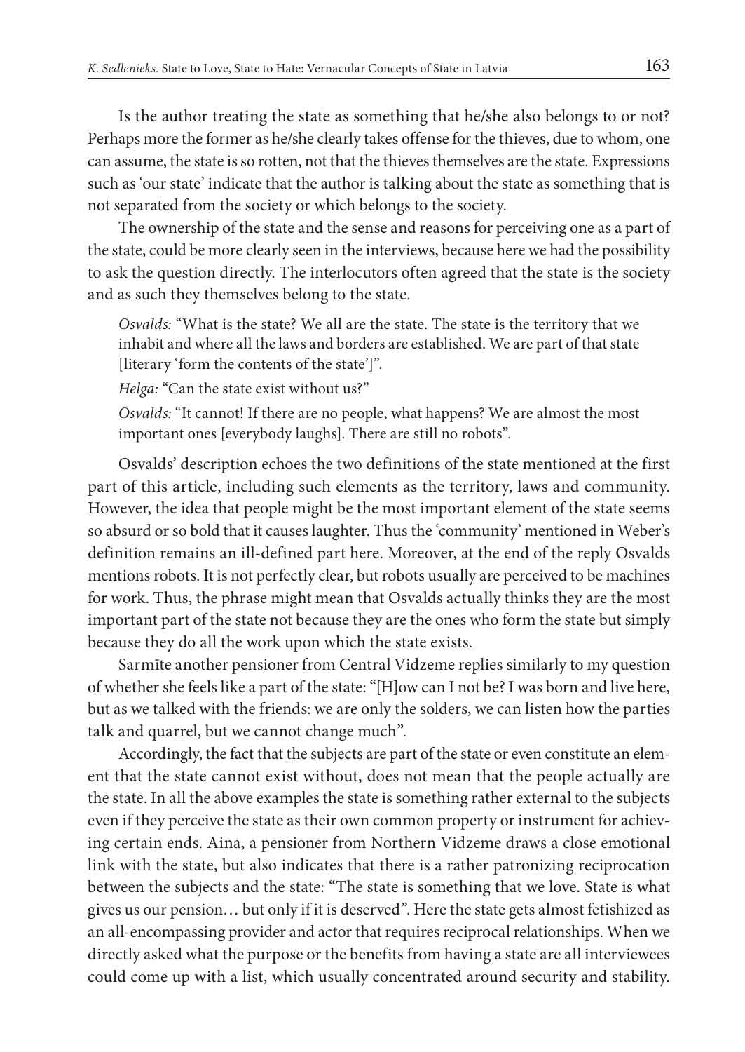Is the author treating the state as something that he/she also belongs to or not? Perhaps more the former as he/she clearly takes offense for the thieves, due to whom, one can assume, the state is so rotten, not that the thieves themselves are the state. Expressions such as 'our state' indicate that the author is talking about the state as something that is not separated from the society or which belongs to the society.

The ownership of the state and the sense and reasons for perceiving one as a part of the state, could be more clearly seen in the interviews, because here we had the possibility to ask the question directly. The interlocutors often agreed that the state is the society and as such they themselves belong to the state.

> *Osvalds:* "What is the state? We all are the state. The state is the territory that we inhabit and where all the laws and borders are established. We are part of that state [literary 'form the contents of the state']".
>
> *Helga:* "Can the state exist without us?"
>
> *Osvalds:* "It cannot! If there are no people, what happens? We are almost the most important ones [everybody laughs]. There are still no robots".

Osvalds' description echoes the two definitions of the state mentioned at the first part of this article, including such elements as the territory, laws and community. However, the idea that people might be the most important element of the state seems so absurd or so bold that it causes laughter. Thus the 'community' mentioned in Weber's definition remains an ill-defined part here. Moreover, at the end of the reply Osvalds mentions robots. It is not perfectly clear, but robots usually are perceived to be machines for work. Thus, the phrase might mean that Osvalds actually thinks they are the most important part of the state not because they are the ones who form the state but simply because they do all the work upon which the state exists.

Sarmīte another pensioner from Central Vidzeme replies similarly to my question of whether she feels like a part of the state: "[H]ow can I not be? I was born and live here, but as we talked with the friends: we are only the solders, we can listen how the parties talk and quarrel, but we cannot change much".

Accordingly, the fact that the subjects are part of the state or even constitute an element that the state cannot exist without, does not mean that the people actually are the state. In all the above examples the state is something rather external to the subjects even if they perceive the state as their own common property or instrument for achieving certain ends. Aina, a pensioner from Northern Vidzeme draws a close emotional link with the state, but also indicates that there is a rather patronizing reciprocation between the subjects and the state: "The state is something that we love. State is what gives us our pension… but only if it is deserved". Here the state gets almost fetishized as an all-encompassing provider and actor that requires reciprocal relationships. When we directly asked what the purpose or the benefits from having a state are all interviewees could come up with a list, which usually concentrated around security and stability.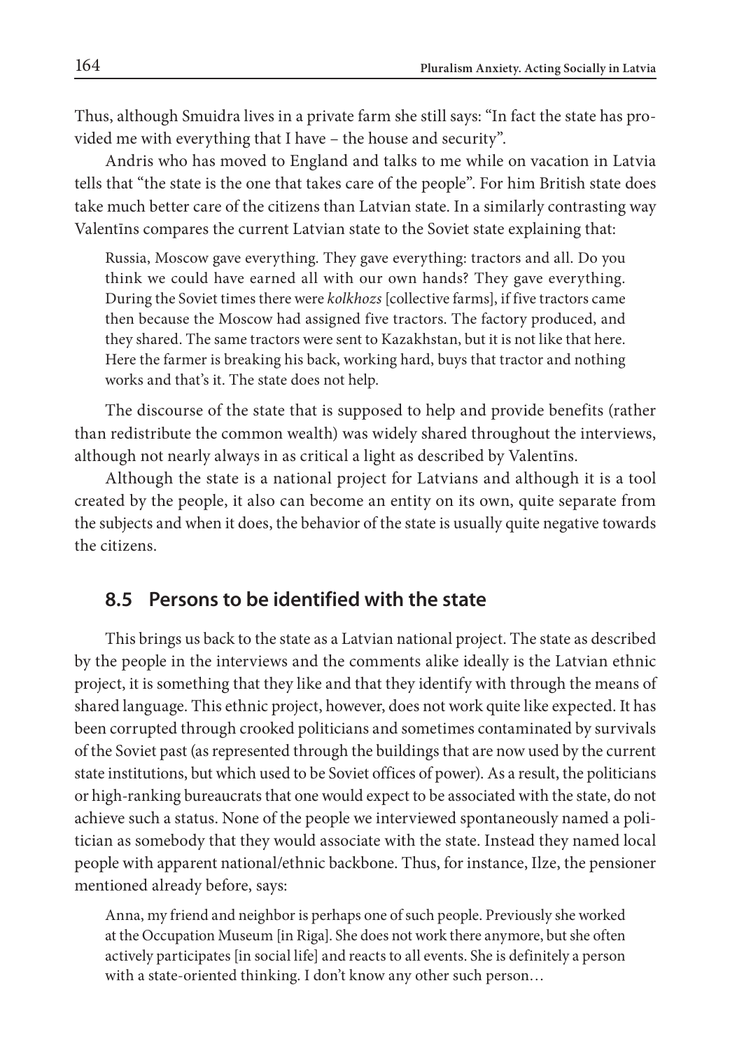Thus, although Smuidra lives in a private farm she still says: "In fact the state has provided me with everything that I have – the house and security".

Andris who has moved to England and talks to me while on vacation in Latvia tells that "the state is the one that takes care of the people". For him British state does take much better care of the citizens than Latvian state. In a similarly contrasting way Valentīns compares the current Latvian state to the Soviet state explaining that:

> Russia, Moscow gave everything. They gave everything: tractors and all. Do you think we could have earned all with our own hands? They gave everything. During the Soviet times there were *kolkhozs* [collective farms], if five tractors came then because the Moscow had assigned five tractors. The factory produced, and they shared. The same tractors were sent to Kazakhstan, but it is not like that here. Here the farmer is breaking his back, working hard, buys that tractor and nothing works and that's it. The state does not help.

The discourse of the state that is supposed to help and provide benefits (rather than redistribute the common wealth) was widely shared throughout the interviews, although not nearly always in as critical a light as described by Valentīns.

Although the state is a national project for Latvians and although it is a tool created by the people, it also can become an entity on its own, quite separate from the subjects and when it does, the behavior of the state is usually quite negative towards the citizens.

## 8.5 Persons to be identified with the state

This brings us back to the state as a Latvian national project. The state as described by the people in the interviews and the comments alike ideally is the Latvian ethnic project, it is something that they like and that they identify with through the means of shared language. This ethnic project, however, does not work quite like expected. It has been corrupted through crooked politicians and sometimes contaminated by survivals of the Soviet past (as represented through the buildings that are now used by the current state institutions, but which used to be Soviet offices of power). As a result, the politicians or high-ranking bureaucrats that one would expect to be associated with the state, do not achieve such a status. None of the people we interviewed spontaneously named a politician as somebody that they would associate with the state. Instead they named local people with apparent national/ethnic backbone. Thus, for instance, Ilze, the pensioner mentioned already before, says:

> Anna, my friend and neighbor is perhaps one of such people. Previously she worked at the Occupation Museum [in Riga]. She does not work there anymore, but she often actively participates [in social life] and reacts to all events. She is definitely a person with a state-oriented thinking. I don't know any other such person…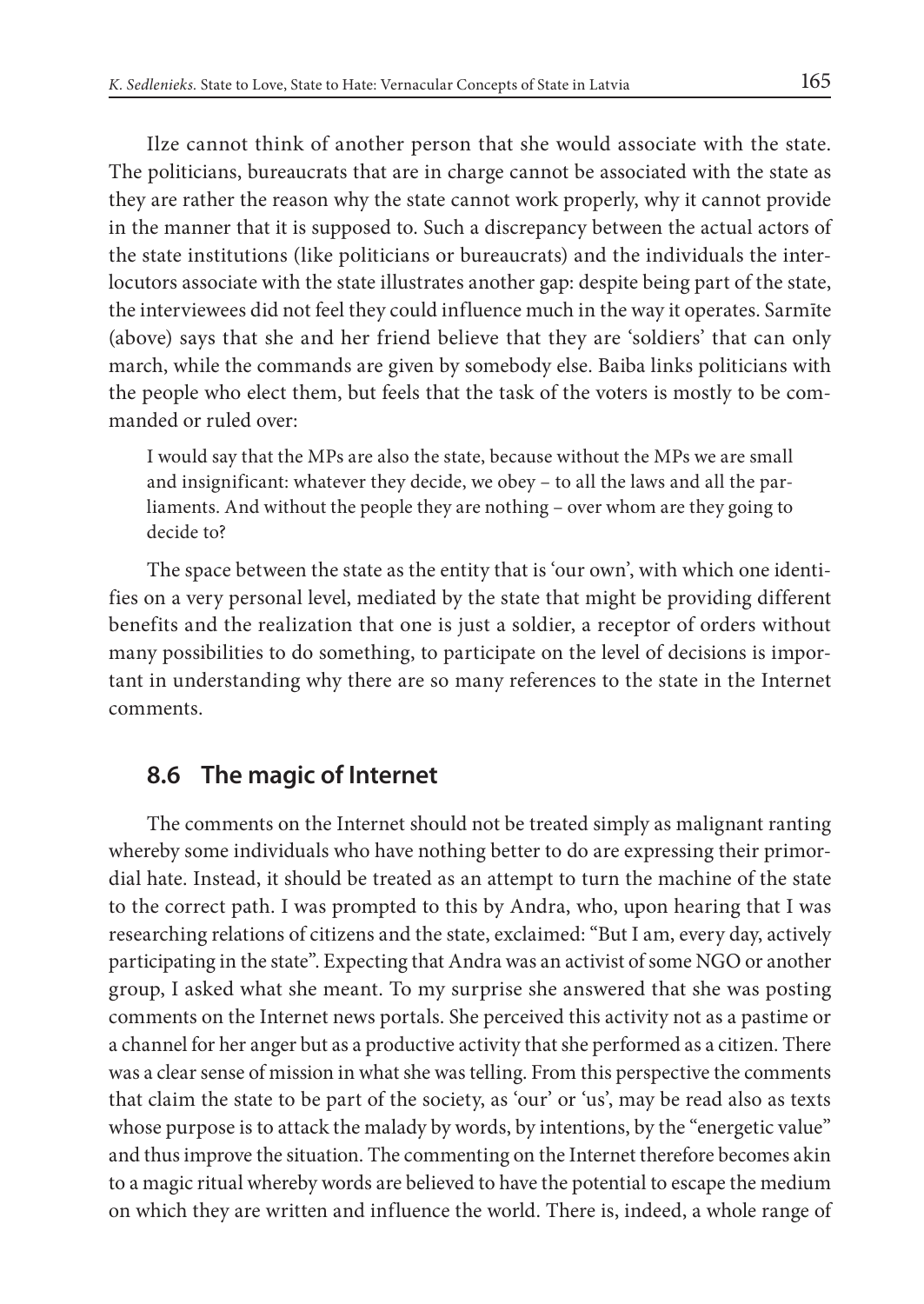Ilze cannot think of another person that she would associate with the state. The politicians, bureaucrats that are in charge cannot be associated with the state as they are rather the reason why the state cannot work properly, why it cannot provide in the manner that it is supposed to. Such a discrepancy between the actual actors of the state institutions (like politicians or bureaucrats) and the individuals the interlocutors associate with the state illustrates another gap: despite being part of the state, the interviewees did not feel they could influence much in the way it operates. Sarmīte (above) says that she and her friend believe that they are 'soldiers' that can only march, while the commands are given by somebody else. Baiba links politicians with the people who elect them, but feels that the task of the voters is mostly to be commanded or ruled over:

> I would say that the MPs are also the state, because without the MPs we are small and insignificant: whatever they decide, we obey – to all the laws and all the parliaments. And without the people they are nothing – over whom are they going to decide to?

The space between the state as the entity that is 'our own', with which one identifies on a very personal level, mediated by the state that might be providing different benefits and the realization that one is just a soldier, a receptor of orders without many possibilities to do something, to participate on the level of decisions is important in understanding why there are so many references to the state in the Internet comments.

## 8.6 The magic of Internet

The comments on the Internet should not be treated simply as malignant ranting whereby some individuals who have nothing better to do are expressing their primordial hate. Instead, it should be treated as an attempt to turn the machine of the state to the correct path. I was prompted to this by Andra, who, upon hearing that I was researching relations of citizens and the state, exclaimed: "But I am, every day, actively participating in the state". Expecting that Andra was an activist of some NGO or another group, I asked what she meant. To my surprise she answered that she was posting comments on the Internet news portals. She perceived this activity not as a pastime or a channel for her anger but as a productive activity that she performed as a citizen. There was a clear sense of mission in what she was telling. From this perspective the comments that claim the state to be part of the society, as 'our' or 'us', may be read also as texts whose purpose is to attack the malady by words, by intentions, by the "energetic value" and thus improve the situation. The commenting on the Internet therefore becomes akin to a magic ritual whereby words are believed to have the potential to escape the medium on which they are written and influence the world. There is, indeed, a whole range of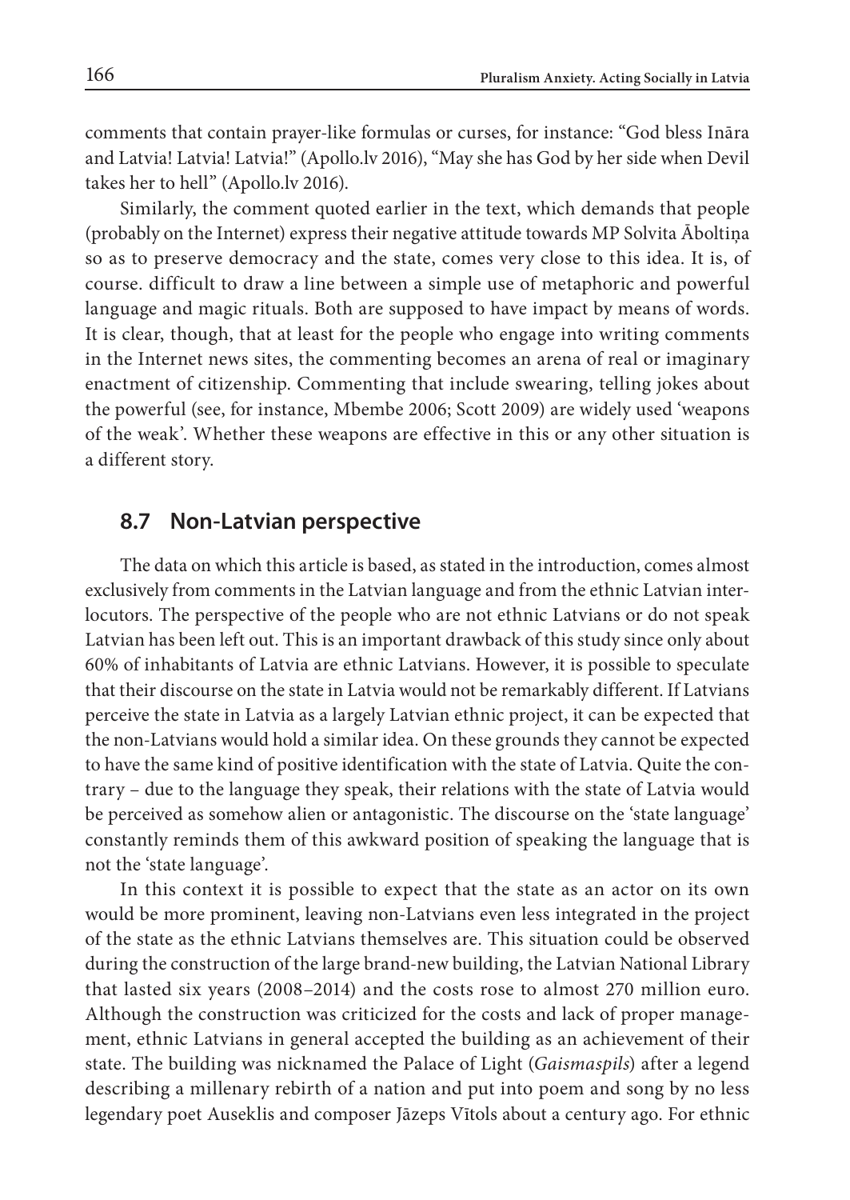comments that contain prayer-like formulas or curses, for instance: "God bless Ināra and Latvia! Latvia! Latvia!" (Apollo.lv 2016), "May she has God by her side when Devil takes her to hell" (Apollo.lv 2016).

Similarly, the comment quoted earlier in the text, which demands that people (probably on the Internet) express their negative attitude towards MP Solvita Āboltiņa so as to preserve democracy and the state, comes very close to this idea. It is, of course. difficult to draw a line between a simple use of metaphoric and powerful language and magic rituals. Both are supposed to have impact by means of words. It is clear, though, that at least for the people who engage into writing comments in the Internet news sites, the commenting becomes an arena of real or imaginary enactment of citizenship. Commenting that include swearing, telling jokes about the powerful (see, for instance, Mbembe 2006; Scott 2009) are widely used 'weapons of the weak'. Whether these weapons are effective in this or any other situation is a different story.

## 8.7 Non-Latvian perspective

The data on which this article is based, as stated in the introduction, comes almost exclusively from comments in the Latvian language and from the ethnic Latvian interlocutors. The perspective of the people who are not ethnic Latvians or do not speak Latvian has been left out. This is an important drawback of this study since only about 60% of inhabitants of Latvia are ethnic Latvians. However, it is possible to speculate that their discourse on the state in Latvia would not be remarkably different. If Latvians perceive the state in Latvia as a largely Latvian ethnic project, it can be expected that the non-Latvians would hold a similar idea. On these grounds they cannot be expected to have the same kind of positive identification with the state of Latvia. Quite the contrary – due to the language they speak, their relations with the state of Latvia would be perceived as somehow alien or antagonistic. The discourse on the 'state language' constantly reminds them of this awkward position of speaking the language that is not the 'state language'.

In this context it is possible to expect that the state as an actor on its own would be more prominent, leaving non-Latvians even less integrated in the project of the state as the ethnic Latvians themselves are. This situation could be observed during the construction of the large brand-new building, the Latvian National Library that lasted six years (2008–2014) and the costs rose to almost 270 million euro. Although the construction was criticized for the costs and lack of proper management, ethnic Latvians in general accepted the building as an achievement of their state. The building was nicknamed the Palace of Light (*Gaismaspils*) after a legend describing a millenary rebirth of a nation and put into poem and song by no less legendary poet Auseklis and composer Jāzeps Vītols about a century ago. For ethnic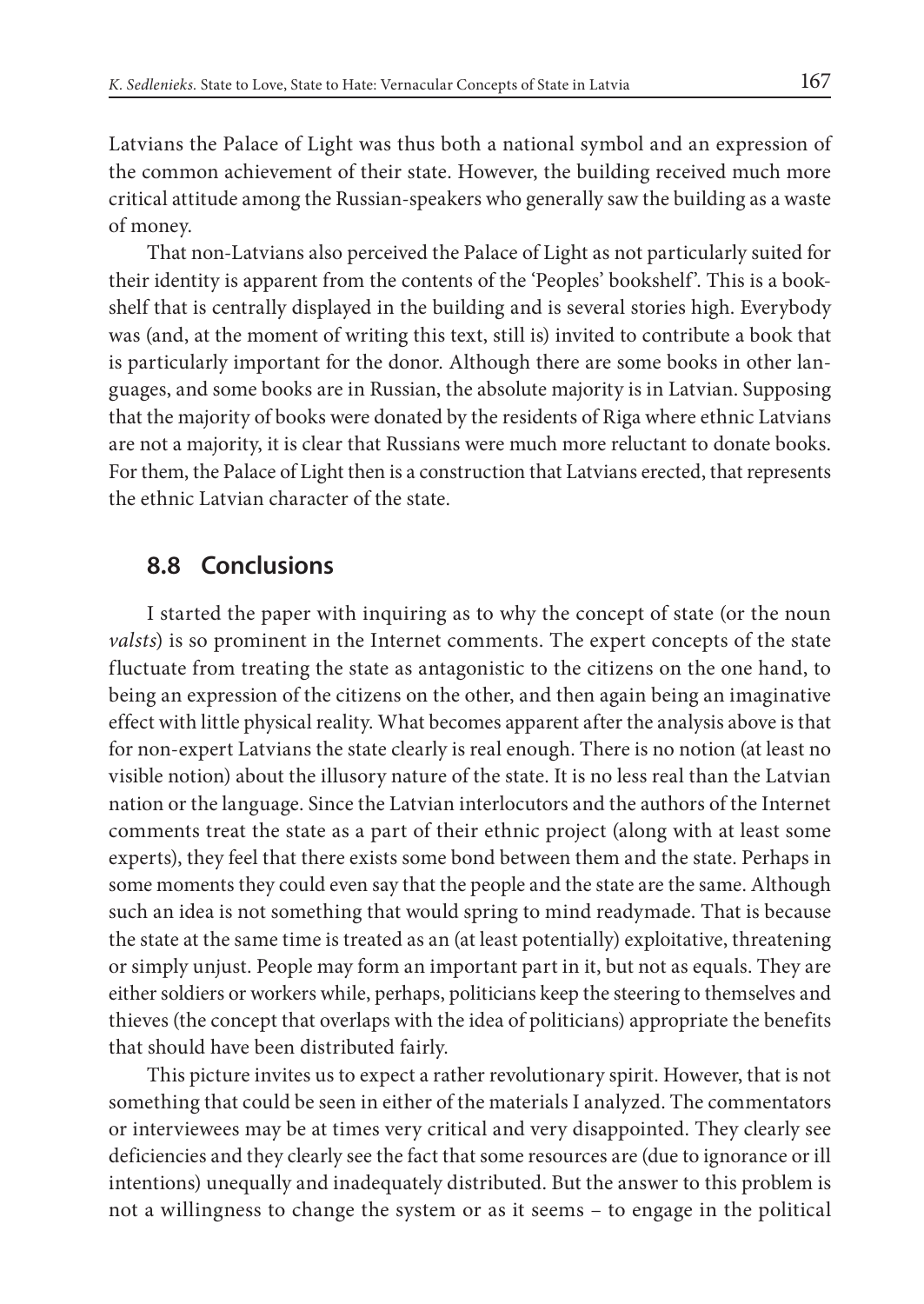Latvians the Palace of Light was thus both a national symbol and an expression of the common achievement of their state. However, the building received much more critical attitude among the Russian-speakers who generally saw the building as a waste of money.

That non-Latvians also perceived the Palace of Light as not particularly suited for their identity is apparent from the contents of the 'Peoples' bookshelf'. This is a bookshelf that is centrally displayed in the building and is several stories high. Everybody was (and, at the moment of writing this text, still is) invited to contribute a book that is particularly important for the donor. Although there are some books in other languages, and some books are in Russian, the absolute majority is in Latvian. Supposing that the majority of books were donated by the residents of Riga where ethnic Latvians are not a majority, it is clear that Russians were much more reluctant to donate books. For them, the Palace of Light then is a construction that Latvians erected, that represents the ethnic Latvian character of the state.

## 8.8 Conclusions

I started the paper with inquiring as to why the concept of state (or the noun *valsts*) is so prominent in the Internet comments. The expert concepts of the state fluctuate from treating the state as antagonistic to the citizens on the one hand, to being an expression of the citizens on the other, and then again being an imaginative effect with little physical reality. What becomes apparent after the analysis above is that for non-expert Latvians the state clearly is real enough. There is no notion (at least no visible notion) about the illusory nature of the state. It is no less real than the Latvian nation or the language. Since the Latvian interlocutors and the authors of the Internet comments treat the state as a part of their ethnic project (along with at least some experts), they feel that there exists some bond between them and the state. Perhaps in some moments they could even say that the people and the state are the same. Although such an idea is not something that would spring to mind readymade. That is because the state at the same time is treated as an (at least potentially) exploitative, threatening or simply unjust. People may form an important part in it, but not as equals. They are either soldiers or workers while, perhaps, politicians keep the steering to themselves and thieves (the concept that overlaps with the idea of politicians) appropriate the benefits that should have been distributed fairly.

This picture invites us to expect a rather revolutionary spirit. However, that is not something that could be seen in either of the materials I analyzed. The commentators or interviewees may be at times very critical and very disappointed. They clearly see deficiencies and they clearly see the fact that some resources are (due to ignorance or ill intentions) unequally and inadequately distributed. But the answer to this problem is not a willingness to change the system or as it seems – to engage in the political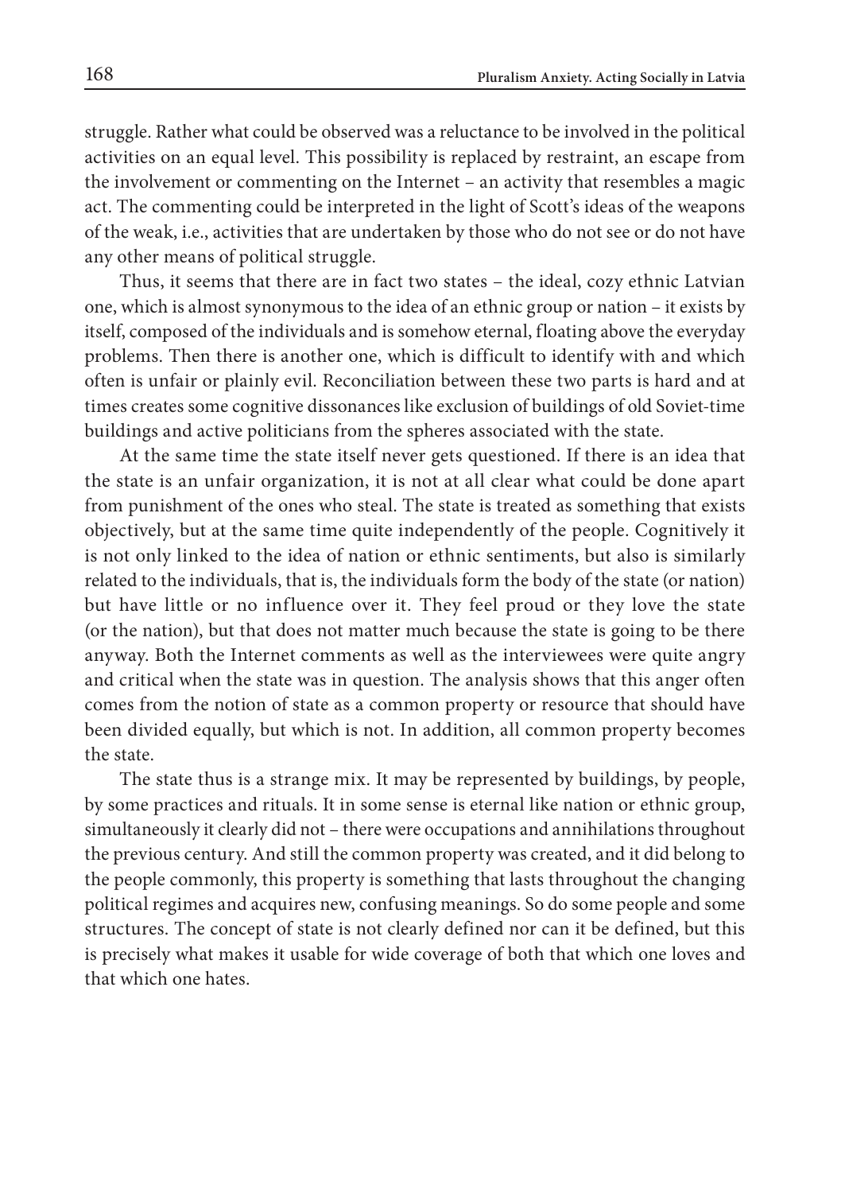struggle. Rather what could be observed was a reluctance to be involved in the political activities on an equal level. This possibility is replaced by restraint, an escape from the involvement or commenting on the Internet – an activity that resembles a magic act. The commenting could be interpreted in the light of Scott's ideas of the weapons of the weak, i.e., activities that are undertaken by those who do not see or do not have any other means of political struggle.

Thus, it seems that there are in fact two states – the ideal, cozy ethnic Latvian one, which is almost synonymous to the idea of an ethnic group or nation – it exists by itself, composed of the individuals and is somehow eternal, floating above the everyday problems. Then there is another one, which is difficult to identify with and which often is unfair or plainly evil. Reconciliation between these two parts is hard and at times creates some cognitive dissonances like exclusion of buildings of old Soviet-time buildings and active politicians from the spheres associated with the state.

At the same time the state itself never gets questioned. If there is an idea that the state is an unfair organization, it is not at all clear what could be done apart from punishment of the ones who steal. The state is treated as something that exists objectively, but at the same time quite independently of the people. Cognitively it is not only linked to the idea of nation or ethnic sentiments, but also is similarly related to the individuals, that is, the individuals form the body of the state (or nation) but have little or no influence over it. They feel proud or they love the state (or the nation), but that does not matter much because the state is going to be there anyway. Both the Internet comments as well as the interviewees were quite angry and critical when the state was in question. The analysis shows that this anger often comes from the notion of state as a common property or resource that should have been divided equally, but which is not. In addition, all common property becomes the state.

The state thus is a strange mix. It may be represented by buildings, by people, by some practices and rituals. It in some sense is eternal like nation or ethnic group, simultaneously it clearly did not – there were occupations and annihilations throughout the previous century. And still the common property was created, and it did belong to the people commonly, this property is something that lasts throughout the changing political regimes and acquires new, confusing meanings. So do some people and some structures. The concept of state is not clearly defined nor can it be defined, but this is precisely what makes it usable for wide coverage of both that which one loves and that which one hates.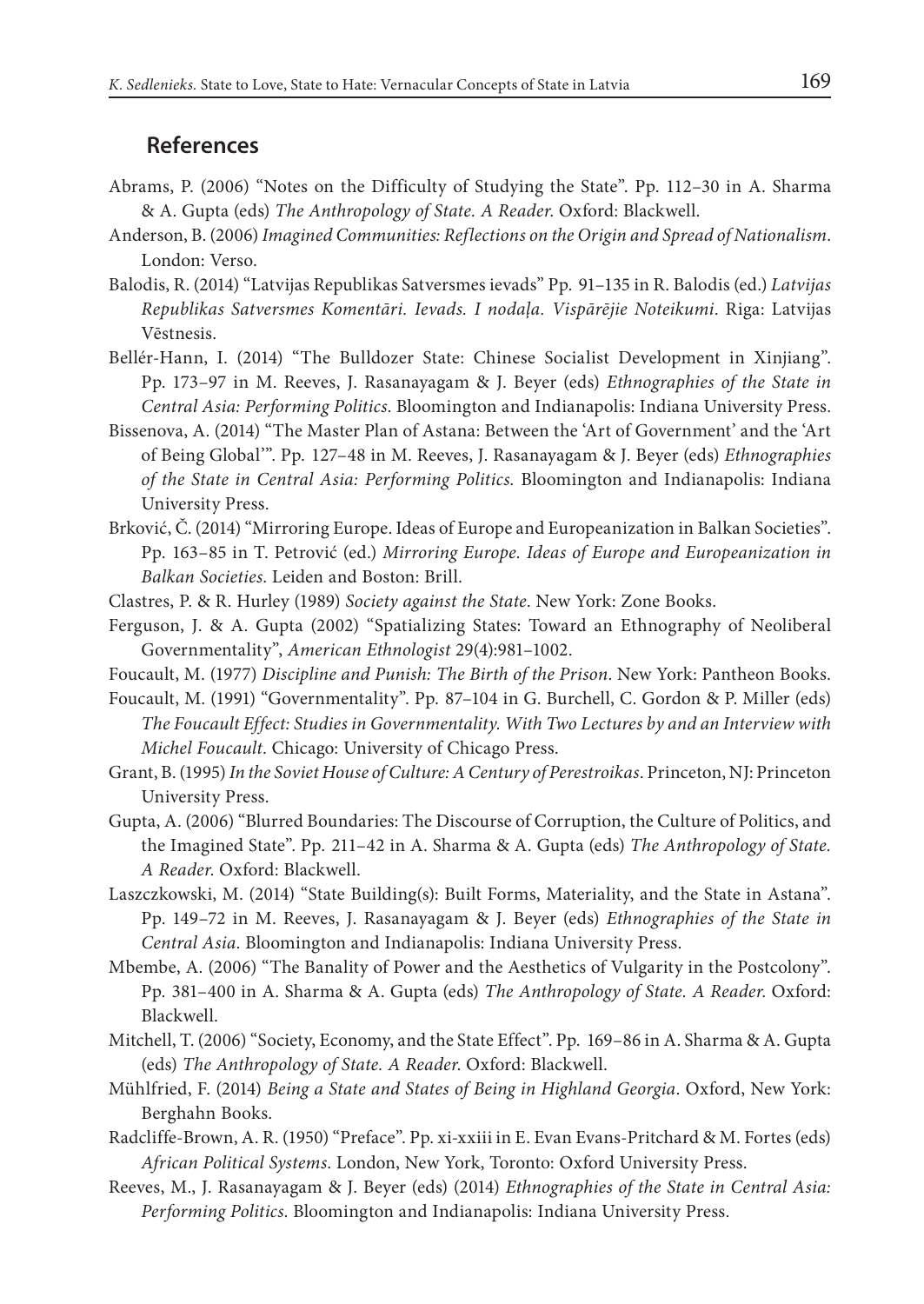## References

Abrams, P. (2006) "Notes on the Difficulty of Studying the State". Pp. 112–30 in A. Sharma & A. Gupta (eds) *The Anthropology of State. A Reader*. Oxford: Blackwell.

Anderson, B. (2006) *Imagined Communities: Reflections on the Origin and Spread of Nationalism*. London: Verso.

Balodis, R. (2014) "Latvijas Republikas Satversmes ievads" Pp. 91–135 in R. Balodis (ed.) *Latvijas Republikas Satversmes Komentāri. Ievads. I nodaļa. Vispārējie Noteikumi*. Riga: Latvijas Vēstnesis.

Bellér-Hann, I. (2014) "The Bulldozer State: Chinese Socialist Development in Xinjiang". Pp. 173–97 in M. Reeves, J. Rasanayagam & J. Beyer (eds) *Ethnographies of the State in Central Asia: Performing Politics*. Bloomington and Indianapolis: Indiana University Press.

Bissenova, A. (2014) "The Master Plan of Astana: Between the 'Art of Government' and the 'Art of Being Global'". Pp. 127–48 in M. Reeves, J. Rasanayagam & J. Beyer (eds) *Ethnographies of the State in Central Asia: Performing Politics*. Bloomington and Indianapolis: Indiana University Press.

Brković, Č. (2014) "Mirroring Europe. Ideas of Europe and Europeanization in Balkan Societies". Pp. 163–85 in T. Petrović (ed.) *Mirroring Europe. Ideas of Europe and Europeanization in Balkan Societies*. Leiden and Boston: Brill.

Clastres, P. & R. Hurley (1989) *Society against the State*. New York: Zone Books.

Ferguson, J. & A. Gupta (2002) "Spatializing States: Toward an Ethnography of Neoliberal Governmentality", *American Ethnologist* 29(4):981–1002.

Foucault, M. (1977) *Discipline and Punish: The Birth of the Prison*. New York: Pantheon Books.

Foucault, M. (1991) "Governmentality". Pp. 87–104 in G. Burchell, C. Gordon & P. Miller (eds) *The Foucault Effect: Studies in Governmentality. With Two Lectures by and an Interview with Michel Foucault*. Chicago: University of Chicago Press.

Grant, B. (1995) *In the Soviet House of Culture: A Century of Perestroikas*. Princeton, NJ: Princeton University Press.

Gupta, A. (2006) "Blurred Boundaries: The Discourse of Corruption, the Culture of Politics, and the Imagined State". Pp. 211–42 in A. Sharma & A. Gupta (eds) *The Anthropology of State. A Reader*. Oxford: Blackwell.

Laszczkowski, M. (2014) "State Building(s): Built Forms, Materiality, and the State in Astana". Pp. 149–72 in M. Reeves, J. Rasanayagam & J. Beyer (eds) *Ethnographies of the State in Central Asia*. Bloomington and Indianapolis: Indiana University Press.

Mbembe, A. (2006) "The Banality of Power and the Aesthetics of Vulgarity in the Postcolony". Pp. 381–400 in A. Sharma & A. Gupta (eds) *The Anthropology of State. A Reader*. Oxford: Blackwell.

Mitchell, T. (2006) "Society, Economy, and the State Effect". Pp. 169–86 in A. Sharma & A. Gupta (eds) *The Anthropology of State. A Reader*. Oxford: Blackwell.

Mühlfried, F. (2014) *Being a State and States of Being in Highland Georgia*. Oxford, New York: Berghahn Books.

Radcliffe-Brown, A. R. (1950) "Preface". Pp. xi-xxiii in E. Evan Evans-Pritchard & M. Fortes (eds) *African Political Systems*. London, New York, Toronto: Oxford University Press.

Reeves, M., J. Rasanayagam & J. Beyer (eds) (2014) *Ethnographies of the State in Central Asia: Performing Politics*. Bloomington and Indianapolis: Indiana University Press.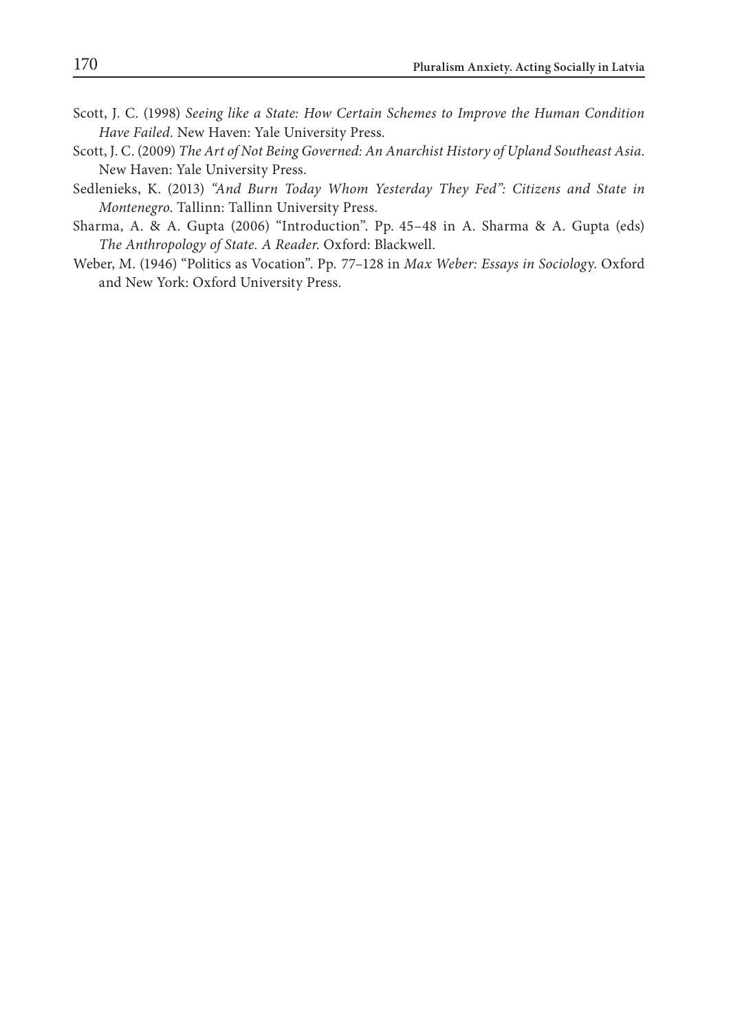Scott, J. C. (1998) *Seeing like a State: How Certain Schemes to Improve the Human Condition Have Failed*. New Haven: Yale University Press.

Scott, J. C. (2009) *The Art of Not Being Governed: An Anarchist History of Upland Southeast Asia*. New Haven: Yale University Press.

Sedlenieks, K. (2013) *"And Burn Today Whom Yesterday They Fed": Citizens and State in Montenegro*. Tallinn: Tallinn University Press.

Sharma, A. & A. Gupta (2006) "Introduction". Pp. 45–48 in A. Sharma & A. Gupta (eds) *The Anthropology of State. A Reader*. Oxford: Blackwell.

Weber, M. (1946) "Politics as Vocation". Pp. 77–128 in *Max Weber: Essays in Sociology*. Oxford and New York: Oxford University Press.